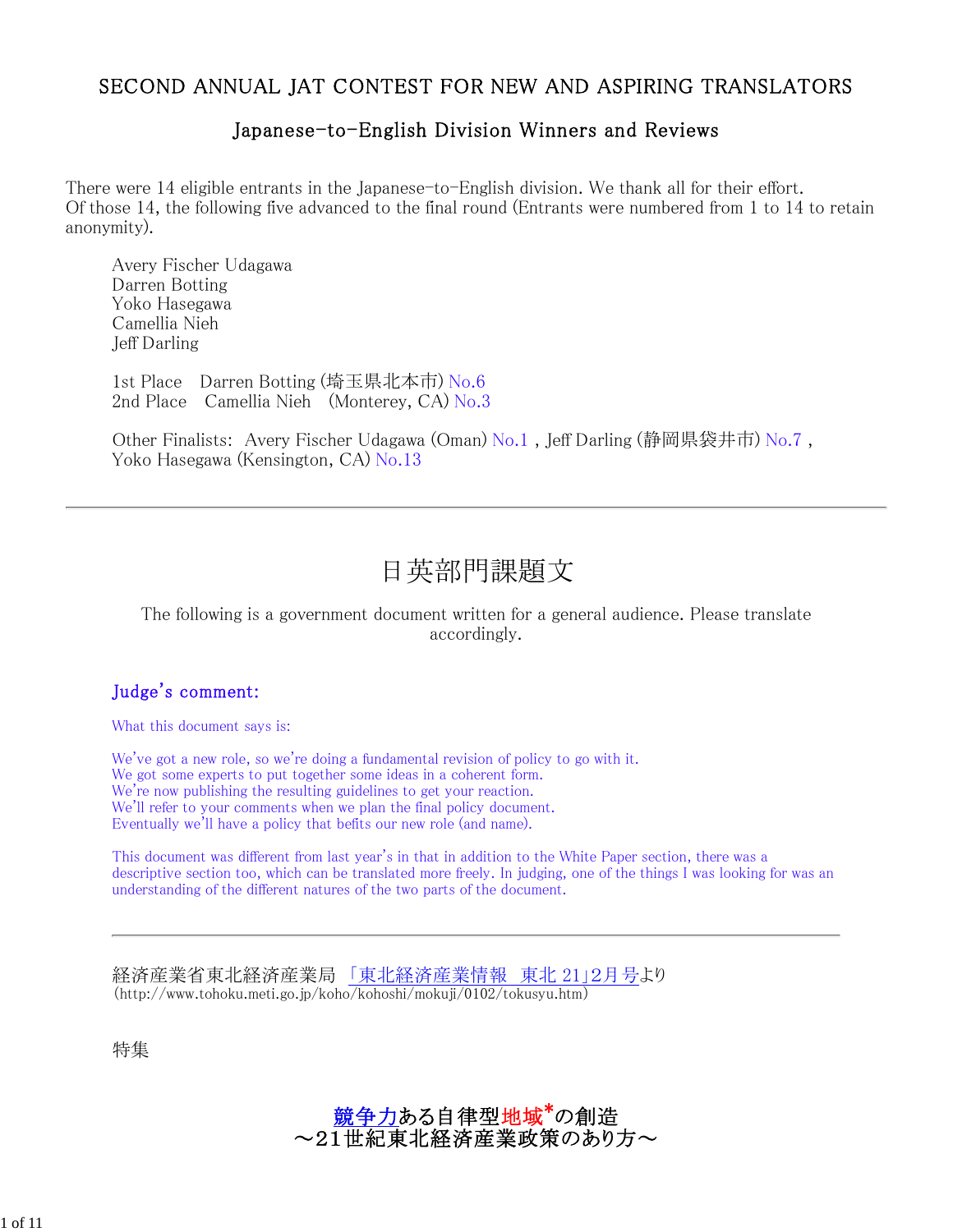# SECOND ANNUAL JAT CONTEST FOR NEW AND ASPIRING TRANSLATORS

## Japanese-to-English Division Winners and Reviews

There were 14 eligible entrants in the Japanese-to-English division. We thank all for their effort. Of those 14, the following five advanced to the final round (Entrants were numbered from 1 to 14 to retain anonymity).

Avery Fischer Udagawa
Darren Botting
Yoko Hasegawa
Camellia Nieh
Jeff Darling

1st Place　Darren Botting (埼玉県北本市) No.6
2nd Place　Camellia Nieh　(Monterey, CA) No.3

Other Finalists:　Avery Fischer Udagawa (Oman) No.1 , Jeff Darling (静岡県袋井市) No.7 , Yoko Hasegawa (Kensington, CA) No.13

---

# 日英部門課題文

The following is a government document written for a general audience. Please translate accordingly.

### Judge's comment:

What this document says is:

We've got a new role, so we're doing a fundamental revision of policy to go with it.
We got some experts to put together some ideas in a coherent form.
We're now publishing the resulting guidelines to get your reaction.
We'll refer to your comments when we plan the final policy document.
Eventually we'll have a policy that befits our new role (and name).

This document was different from last year's in that in addition to the White Paper section, there was a descriptive section too, which can be translated more freely. In judging, one of the things I was looking for was an understanding of the different natures of the two parts of the document.

---

経済産業省東北経済産業局 「東北経済産業情報　東北 21」2月号より
(http://www.tohoku.meti.go.jp/koho/kohoshi/mokuji/0102/tokusyu.htm)

特集

## 競争力ある自律型地域*の創造
## ～21世紀東北経済産業政策のあり方～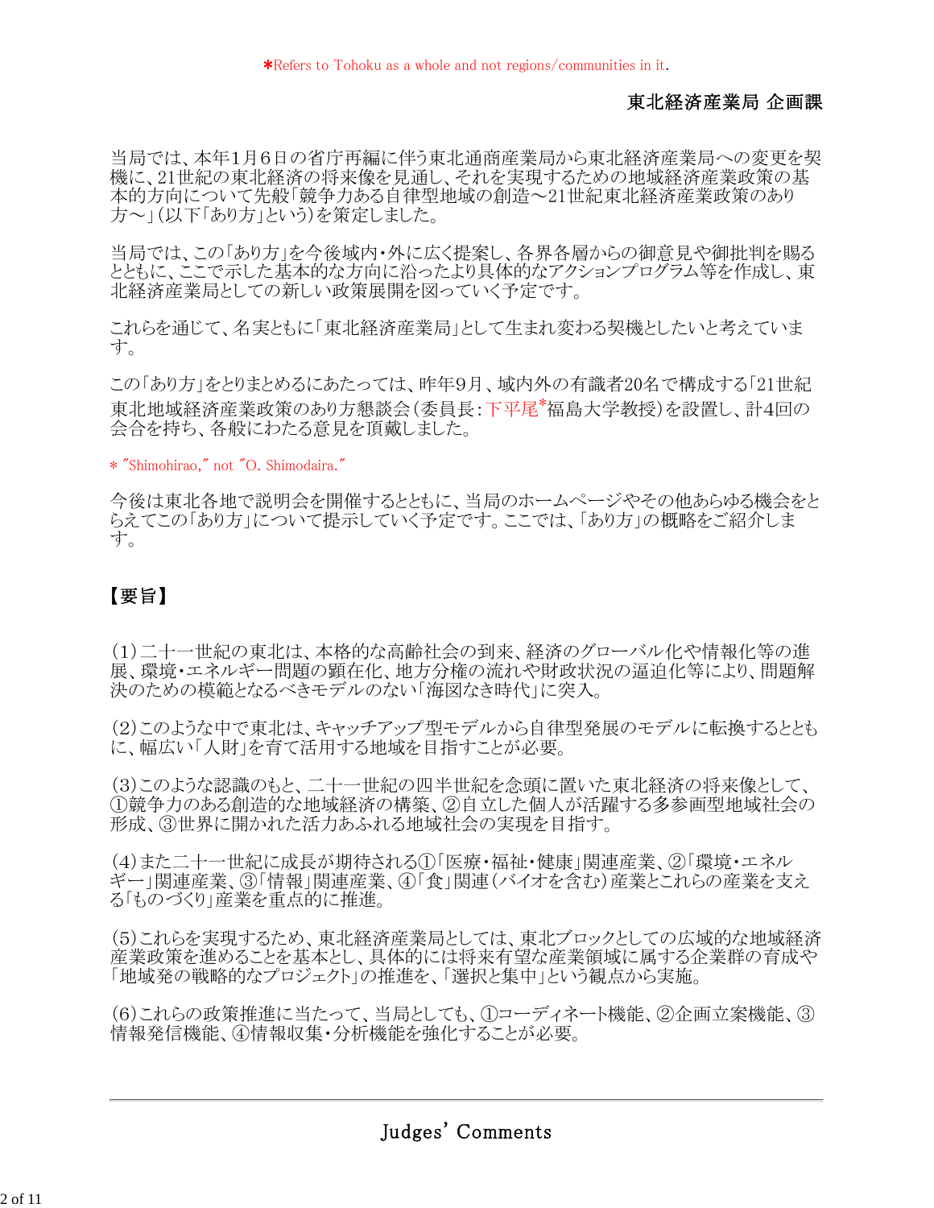*Refers to Tohoku as a whole and not regions/communities in it.

東北経済産業局 企画課

当局では、本年1月6日の省庁再編に伴う東北通商産業局から東北経済産業局への変更を契機に、21世紀の東北経済の将来像を見通し、それを実現するための地域経済産業政策の基本的方向について先般「競争力ある自律型地域の創造～21世紀東北経済産業政策のあり方～」(以下「あり方」という)を策定しました。

当局では、この「あり方」を今後域内・外に広く提案し、各界各層からの御意見や御批判を賜るとともに、ここで示した基本的な方向に沿ったより具体的なアクションプログラム等を作成し、東北経済産業局としての新しい政策展開を図っていく予定です。

これらを通じて、名実ともに「東北経済産業局」として生まれ変わる契機としたいと考えています。

この「あり方」をとりまとめるにあたっては、昨年9月、域内外の有識者20名で構成する「21世紀東北地域経済産業政策のあり方懇談会(委員長:下平尾*福島大学教授)を設置し、計4回の会合を持ち、各般にわたる意見を頂戴しました。

* "Shimohirao," not "O. Shimodaira."

今後は東北各地で説明会を開催するとともに、当局のホームページやその他あらゆる機会をとらえてこの「あり方」について提示していく予定です。ここでは、「あり方」の概略をご紹介します。

## 【要旨】

(1)二十一世紀の東北は、本格的な高齢社会の到来、経済のグローバル化や情報化等の進展、環境・エネルギー問題の顕在化、地方分権の流れや財政状況の逼迫化等により、問題解決のための模範となるべきモデルのない「海図なき時代」に突入。

(2)このような中で東北は、キャッチアップ型モデルから自律型発展のモデルに転換するとともに、幅広い「人財」を育て活用する地域を目指すことが必要。

(3)このような認識のもと、二十一世紀の四半世紀を念頭に置いた東北経済の将来像として、①競争力のある創造的な地域経済の構築、②自立した個人が活躍する多参画型地域社会の形成、③世界に開かれた活力あふれる地域社会の実現を目指す。

(4)また二十一世紀に成長が期待される①「医療・福祉・健康」関連産業、②「環境・エネルギー」関連産業、③「情報」関連産業、④「食」関連(バイオを含む)産業とこれらの産業を支える「ものづくり」産業を重点的に推進。

(5)これらを実現するため、東北経済産業局としては、東北ブロックとしての広域的な地域経済産業政策を進めることを基本とし、具体的には将来有望な産業領域に属する企業群の育成や「地域発の戦略的なプロジェクト」の推進を、「選択と集中」という観点から実施。

(6)これらの政策推進に当たって、当局としても、①コーディネート機能、②企画立案機能、③情報発信機能、④情報収集・分析機能を強化することが必要。

---

## Judges' Comments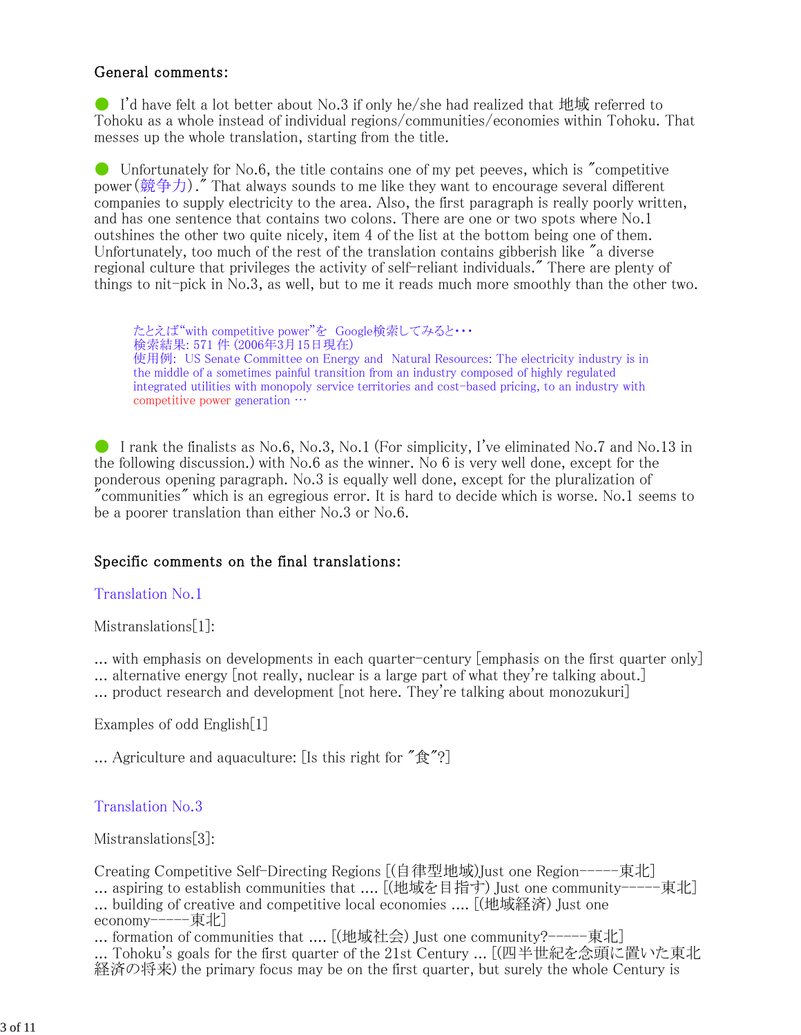### General comments:

● I'd have felt a lot better about No.3 if only he/she had realized that 地域 referred to Tohoku as a whole instead of individual regions/communities/economies within Tohoku. That messes up the whole translation, starting from the title.

● Unfortunately for No.6, the title contains one of my pet peeves, which is "competitive power (競争力)." That always sounds to me like they want to encourage several different companies to supply electricity to the area. Also, the first paragraph is really poorly written, and has one sentence that contains two colons. There are one or two spots where No.1 outshines the other two quite nicely, item 4 of the list at the bottom being one of them. Unfortunately, too much of the rest of the translation contains gibberish like "a diverse regional culture that privileges the activity of self-reliant individuals." There are plenty of things to nit-pick in No.3, as well, but to me it reads much more smoothly than the other two.

> たとえば"with competitive power"を Google検索してみると・・・
> 検索結果: 571 件 (2006年3月15日現在)
> 使用例: US Senate Committee on Energy and Natural Resources: The electricity industry is in the middle of a sometimes painful transition from an industry composed of highly regulated integrated utilities with monopoly service territories and cost-based pricing, to an industry with competitive power generation …

● I rank the finalists as No.6, No.3, No.1 (For simplicity, I've eliminated No.7 and No.13 in the following discussion.) with No.6 as the winner. No 6 is very well done, except for the ponderous opening paragraph. No.3 is equally well done, except for the pluralization of "communities" which is an egregious error. It is hard to decide which is worse. No.1 seems to be a poorer translation than either No.3 or No.6.

### Specific comments on the final translations:

#### Translation No.1

Mistranslations[1]:

... with emphasis on developments in each quarter-century [emphasis on the first quarter only]
... alternative energy [not really, nuclear is a large part of what they're talking about.]
... product research and development [not here. They're talking about monozukuri]

Examples of odd English[1]

... Agriculture and aquaculture: [Is this right for "食"?]

#### Translation No.3

Mistranslations[3]:

Creating Competitive Self-Directing Regions [(自律型地域)Just one Region-----東北]
... aspiring to establish communities that .... [(地域を目指す) Just one community-----東北]
... building of creative and competitive local economies .... [(地域経済) Just one economy-----東北]
... formation of communities that .... [(地域社会) Just one community?-----東北]
... Tohoku's goals for the first quarter of the 21st Century ... [(四半世紀を念頭に置いた東北経済の将来) the primary focus may be on the first quarter, but surely the whole Century is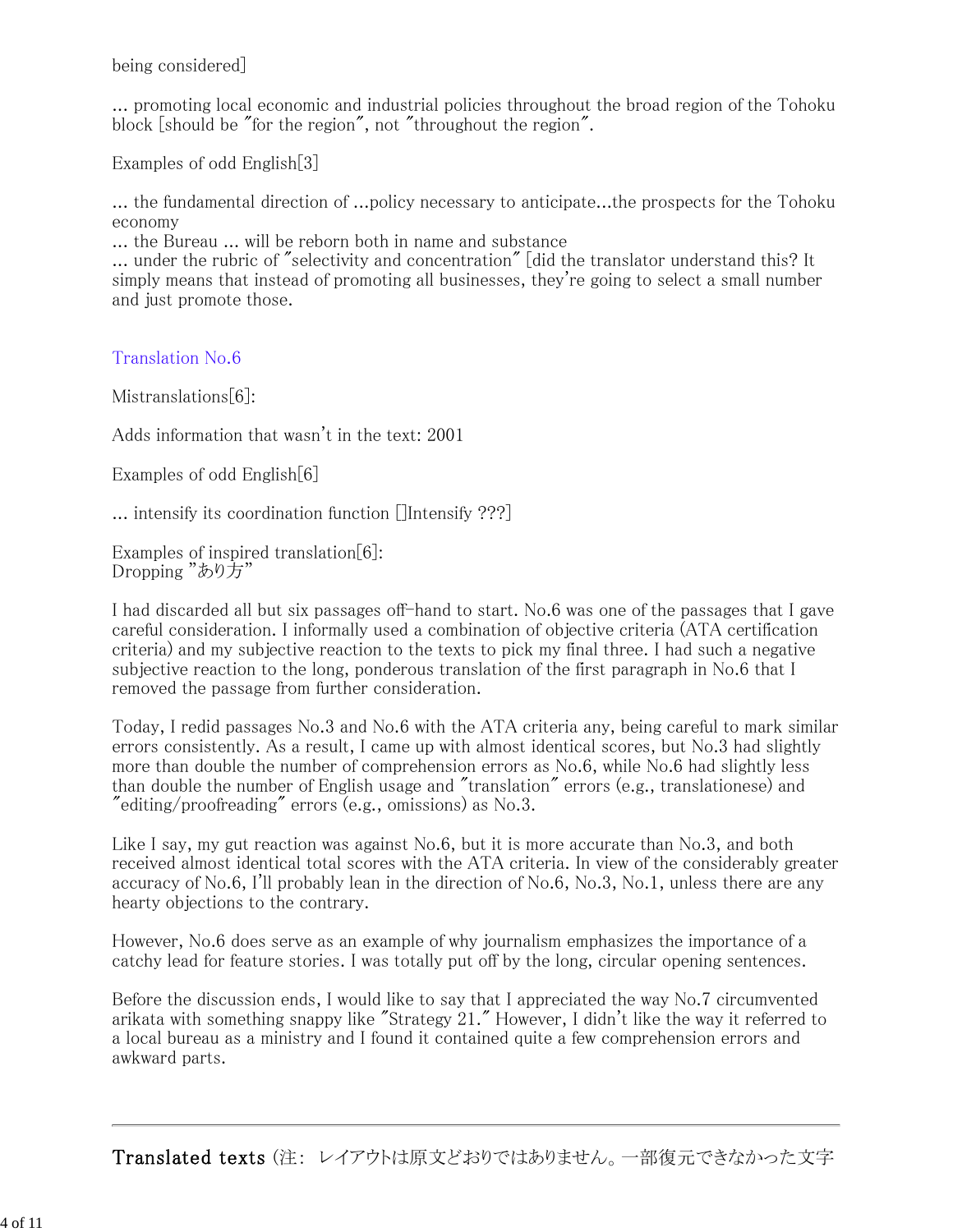being considered]

... promoting local economic and industrial policies throughout the broad region of the Tohoku block [should be "for the region", not "throughout the region".

Examples of odd English[3]

... the fundamental direction of ...policy necessary to anticipate...the prospects for the Tohoku economy
... the Bureau ... will be reborn both in name and substance
... under the rubric of "selectivity and concentration" [did the translator understand this? It simply means that instead of promoting all businesses, they're going to select a small number and just promote those.

## Translation No.6

Mistranslations[6]:

Adds information that wasn't in the text: 2001

Examples of odd English[6]

... intensify its coordination function [Intensify ???]

Examples of inspired translation[6]:
Dropping "あり方"

I had discarded all but six passages off-hand to start. No.6 was one of the passages that I gave careful consideration. I informally used a combination of objective criteria (ATA certification criteria) and my subjective reaction to the texts to pick my final three. I had such a negative subjective reaction to the long, ponderous translation of the first paragraph in No.6 that I removed the passage from further consideration.

Today, I redid passages No.3 and No.6 with the ATA criteria any, being careful to mark similar errors consistently. As a result, I came up with almost identical scores, but No.3 had slightly more than double the number of comprehension errors as No.6, while No.6 had slightly less than double the number of English usage and "translation" errors (e.g., translationese) and "editing/proofreading" errors (e.g., omissions) as No.3.

Like I say, my gut reaction was against No.6, but it is more accurate than No.3, and both received almost identical total scores with the ATA criteria. In view of the considerably greater accuracy of No.6, I'll probably lean in the direction of No.6, No.3, No.1, unless there are any hearty objections to the contrary.

However, No.6 does serve as an example of why journalism emphasizes the importance of a catchy lead for feature stories. I was totally put off by the long, circular opening sentences.

Before the discussion ends, I would like to say that I appreciated the way No.7 circumvented arikata with something snappy like "Strategy 21." However, I didn't like the way it referred to a local bureau as a ministry and I found it contained quite a few comprehension errors and awkward parts.

---

**Translated texts** (注: レイアウトは原文どおりではありません。一部復元できなかった文字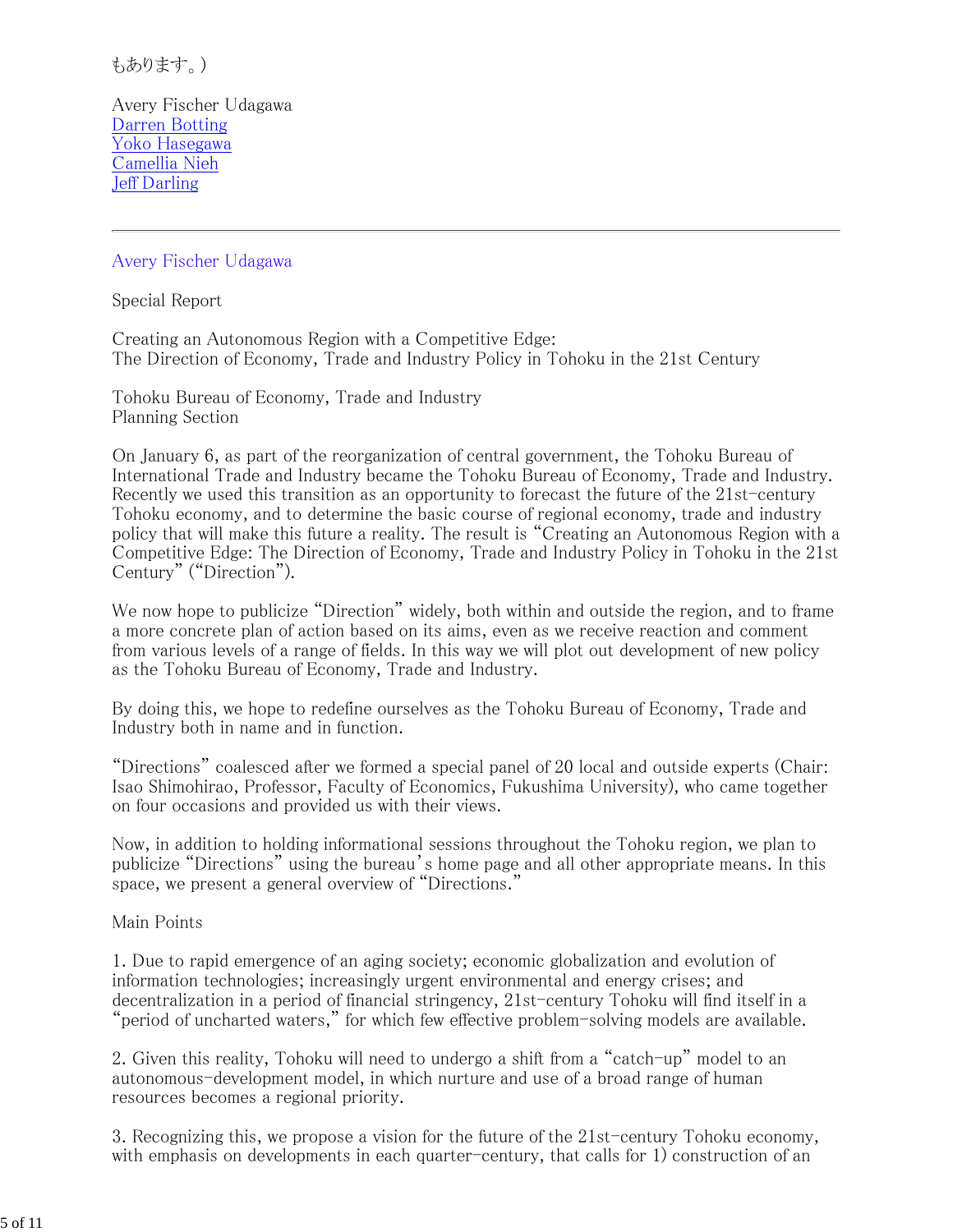もあります。）

Avery Fischer Udagawa
[Darren Botting]
[Yoko Hasegawa]
[Camellia Nieh]
[Jeff Darling]

---

Avery Fischer Udagawa

Special Report

Creating an Autonomous Region with a Competitive Edge:
The Direction of Economy, Trade and Industry Policy in Tohoku in the 21st Century

Tohoku Bureau of Economy, Trade and Industry
Planning Section

On January 6, as part of the reorganization of central government, the Tohoku Bureau of International Trade and Industry became the Tohoku Bureau of Economy, Trade and Industry. Recently we used this transition as an opportunity to forecast the future of the 21st-century Tohoku economy, and to determine the basic course of regional economy, trade and industry policy that will make this future a reality. The result is "Creating an Autonomous Region with a Competitive Edge: The Direction of Economy, Trade and Industry Policy in Tohoku in the 21st Century" ("Direction").

We now hope to publicize "Direction" widely, both within and outside the region, and to frame a more concrete plan of action based on its aims, even as we receive reaction and comment from various levels of a range of fields. In this way we will plot out development of new policy as the Tohoku Bureau of Economy, Trade and Industry.

By doing this, we hope to redefine ourselves as the Tohoku Bureau of Economy, Trade and Industry both in name and in function.

"Directions" coalesced after we formed a special panel of 20 local and outside experts (Chair: Isao Shimohirao, Professor, Faculty of Economics, Fukushima University), who came together on four occasions and provided us with their views.

Now, in addition to holding informational sessions throughout the Tohoku region, we plan to publicize "Directions" using the bureau's home page and all other appropriate means. In this space, we present a general overview of "Directions."

Main Points

1. Due to rapid emergence of an aging society; economic globalization and evolution of information technologies; increasingly urgent environmental and energy crises; and decentralization in a period of financial stringency, 21st-century Tohoku will find itself in a "period of uncharted waters," for which few effective problem-solving models are available.

2. Given this reality, Tohoku will need to undergo a shift from a "catch-up" model to an autonomous-development model, in which nurture and use of a broad range of human resources becomes a regional priority.

3. Recognizing this, we propose a vision for the future of the 21st-century Tohoku economy, with emphasis on developments in each quarter-century, that calls for 1) construction of an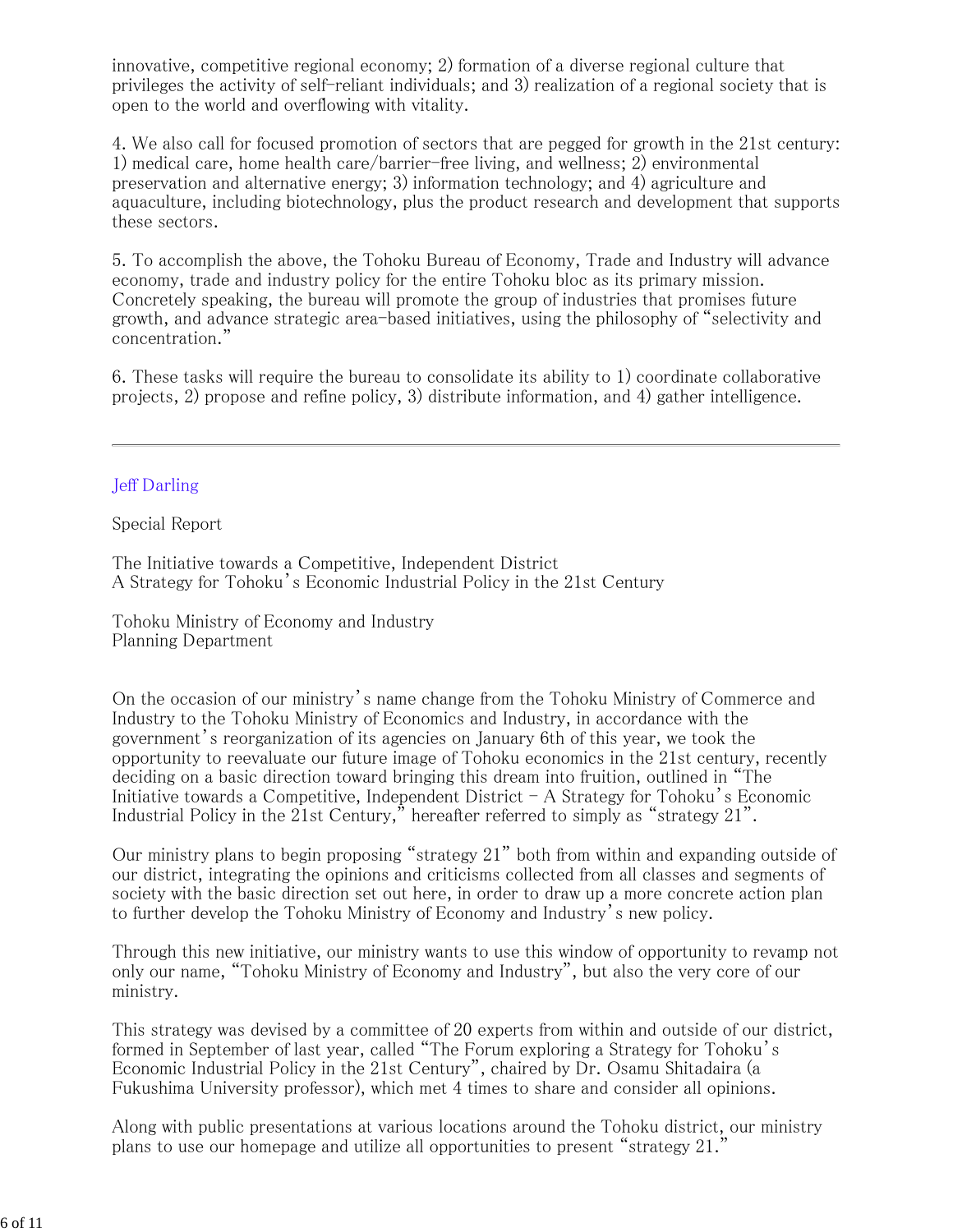innovative, competitive regional economy; 2) formation of a diverse regional culture that privileges the activity of self-reliant individuals; and 3) realization of a regional society that is open to the world and overflowing with vitality.

4. We also call for focused promotion of sectors that are pegged for growth in the 21st century: 1) medical care, home health care/barrier-free living, and wellness; 2) environmental preservation and alternative energy; 3) information technology; and 4) agriculture and aquaculture, including biotechnology, plus the product research and development that supports these sectors.

5. To accomplish the above, the Tohoku Bureau of Economy, Trade and Industry will advance economy, trade and industry policy for the entire Tohoku bloc as its primary mission. Concretely speaking, the bureau will promote the group of industries that promises future growth, and advance strategic area-based initiatives, using the philosophy of "selectivity and concentration."

6. These tasks will require the bureau to consolidate its ability to 1) coordinate collaborative projects, 2) propose and refine policy, 3) distribute information, and 4) gather intelligence.

---

Jeff Darling

Special Report

The Initiative towards a Competitive, Independent District
A Strategy for Tohoku's Economic Industrial Policy in the 21st Century

Tohoku Ministry of Economy and Industry
Planning Department

On the occasion of our ministry's name change from the Tohoku Ministry of Commerce and Industry to the Tohoku Ministry of Economics and Industry, in accordance with the government's reorganization of its agencies on January 6th of this year, we took the opportunity to reevaluate our future image of Tohoku economics in the 21st century, recently deciding on a basic direction toward bringing this dream into fruition, outlined in "The Initiative towards a Competitive, Independent District – A Strategy for Tohoku's Economic Industrial Policy in the 21st Century," hereafter referred to simply as "strategy 21".

Our ministry plans to begin proposing "strategy 21" both from within and expanding outside of our district, integrating the opinions and criticisms collected from all classes and segments of society with the basic direction set out here, in order to draw up a more concrete action plan to further develop the Tohoku Ministry of Economy and Industry's new policy.

Through this new initiative, our ministry wants to use this window of opportunity to revamp not only our name, "Tohoku Ministry of Economy and Industry", but also the very core of our ministry.

This strategy was devised by a committee of 20 experts from within and outside of our district, formed in September of last year, called "The Forum exploring a Strategy for Tohoku's Economic Industrial Policy in the 21st Century", chaired by Dr. Osamu Shitadaira (a Fukushima University professor), which met 4 times to share and consider all opinions.

Along with public presentations at various locations around the Tohoku district, our ministry plans to use our homepage and utilize all opportunities to present "strategy 21."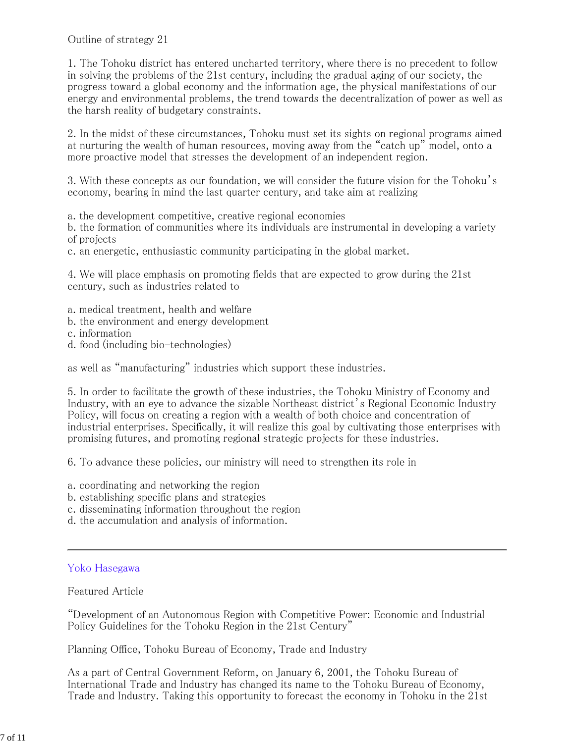Outline of strategy 21

1. The Tohoku district has entered uncharted territory, where there is no precedent to follow in solving the problems of the 21st century, including the gradual aging of our society, the progress toward a global economy and the information age, the physical manifestations of our energy and environmental problems, the trend towards the decentralization of power as well as the harsh reality of budgetary constraints.

2. In the midst of these circumstances, Tohoku must set its sights on regional programs aimed at nurturing the wealth of human resources, moving away from the "catch up" model, onto a more proactive model that stresses the development of an independent region.

3. With these concepts as our foundation, we will consider the future vision for the Tohoku's economy, bearing in mind the last quarter century, and take aim at realizing

a. the development competitive, creative regional economies
b. the formation of communities where its individuals are instrumental in developing a variety of projects
c. an energetic, enthusiastic community participating in the global market.

4. We will place emphasis on promoting fields that are expected to grow during the 21st century, such as industries related to

a. medical treatment, health and welfare
b. the environment and energy development
c. information
d. food (including bio-technologies)

as well as "manufacturing" industries which support these industries.

5. In order to facilitate the growth of these industries, the Tohoku Ministry of Economy and Industry, with an eye to advance the sizable Northeast district's Regional Economic Industry Policy, will focus on creating a region with a wealth of both choice and concentration of industrial enterprises. Specifically, it will realize this goal by cultivating those enterprises with promising futures, and promoting regional strategic projects for these industries.

6. To advance these policies, our ministry will need to strengthen its role in

a. coordinating and networking the region
b. establishing specific plans and strategies
c. disseminating information throughout the region
d. the accumulation and analysis of information.

---

Yoko Hasegawa

Featured Article

"Development of an Autonomous Region with Competitive Power: Economic and Industrial Policy Guidelines for the Tohoku Region in the 21st Century"

Planning Office, Tohoku Bureau of Economy, Trade and Industry

As a part of Central Government Reform, on January 6, 2001, the Tohoku Bureau of International Trade and Industry has changed its name to the Tohoku Bureau of Economy, Trade and Industry. Taking this opportunity to forecast the economy in Tohoku in the 21st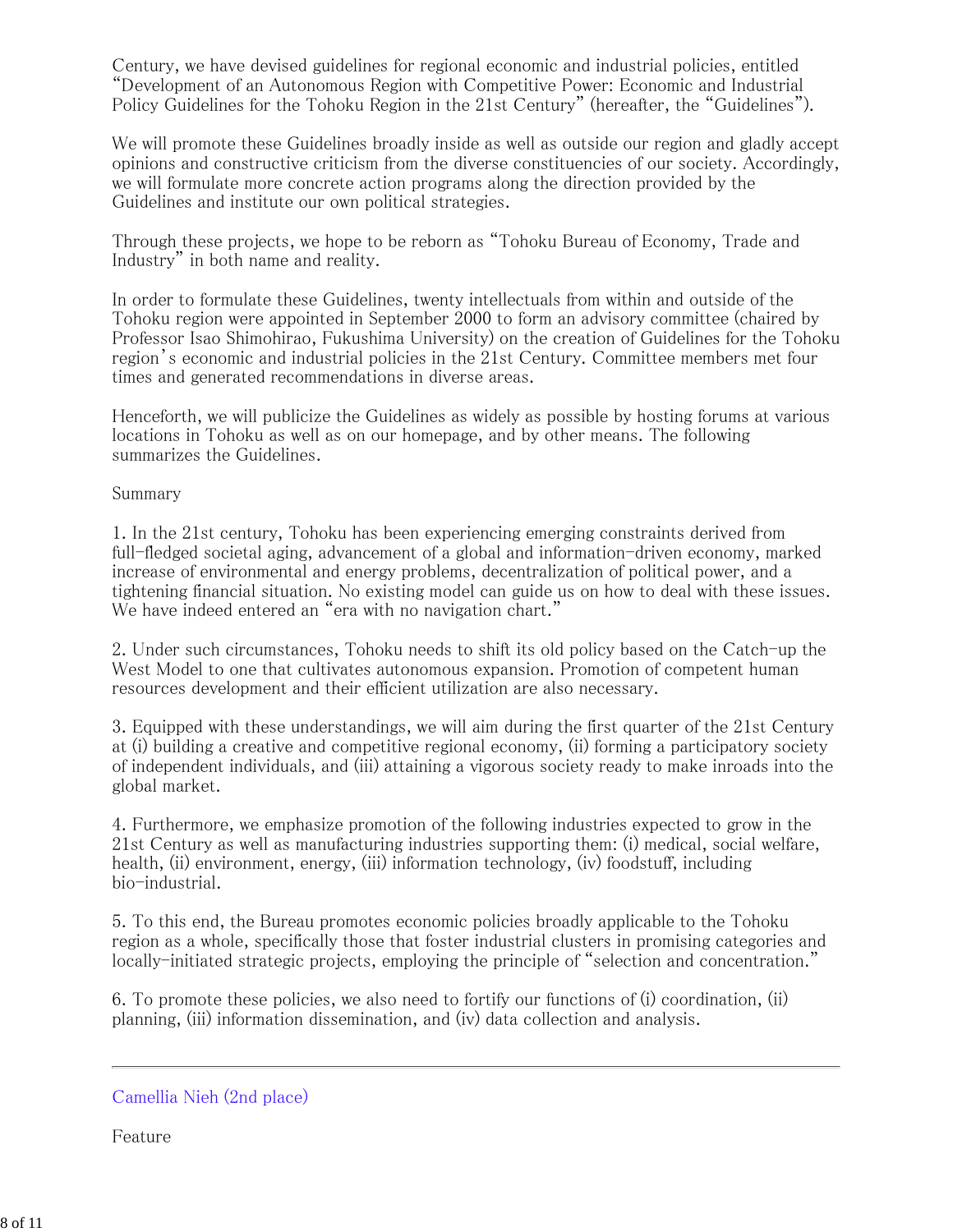Century, we have devised guidelines for regional economic and industrial policies, entitled "Development of an Autonomous Region with Competitive Power: Economic and Industrial Policy Guidelines for the Tohoku Region in the 21st Century" (hereafter, the "Guidelines").

We will promote these Guidelines broadly inside as well as outside our region and gladly accept opinions and constructive criticism from the diverse constituencies of our society. Accordingly, we will formulate more concrete action programs along the direction provided by the Guidelines and institute our own political strategies.

Through these projects, we hope to be reborn as "Tohoku Bureau of Economy, Trade and Industry" in both name and reality.

In order to formulate these Guidelines, twenty intellectuals from within and outside of the Tohoku region were appointed in September 2000 to form an advisory committee (chaired by Professor Isao Shimohirao, Fukushima University) on the creation of Guidelines for the Tohoku region's economic and industrial policies in the 21st Century. Committee members met four times and generated recommendations in diverse areas.

Henceforth, we will publicize the Guidelines as widely as possible by hosting forums at various locations in Tohoku as well as on our homepage, and by other means. The following summarizes the Guidelines.

Summary

1. In the 21st century, Tohoku has been experiencing emerging constraints derived from full-fledged societal aging, advancement of a global and information-driven economy, marked increase of environmental and energy problems, decentralization of political power, and a tightening financial situation. No existing model can guide us on how to deal with these issues. We have indeed entered an "era with no navigation chart."

2. Under such circumstances, Tohoku needs to shift its old policy based on the Catch-up the West Model to one that cultivates autonomous expansion. Promotion of competent human resources development and their efficient utilization are also necessary.

3. Equipped with these understandings, we will aim during the first quarter of the 21st Century at (i) building a creative and competitive regional economy, (ii) forming a participatory society of independent individuals, and (iii) attaining a vigorous society ready to make inroads into the global market.

4. Furthermore, we emphasize promotion of the following industries expected to grow in the 21st Century as well as manufacturing industries supporting them: (i) medical, social welfare, health, (ii) environment, energy, (iii) information technology, (iv) foodstuff, including bio-industrial.

5. To this end, the Bureau promotes economic policies broadly applicable to the Tohoku region as a whole, specifically those that foster industrial clusters in promising categories and locally-initiated strategic projects, employing the principle of "selection and concentration."

6. To promote these policies, we also need to fortify our functions of (i) coordination, (ii) planning, (iii) information dissemination, and (iv) data collection and analysis.

---

Camellia Nieh (2nd place)

Feature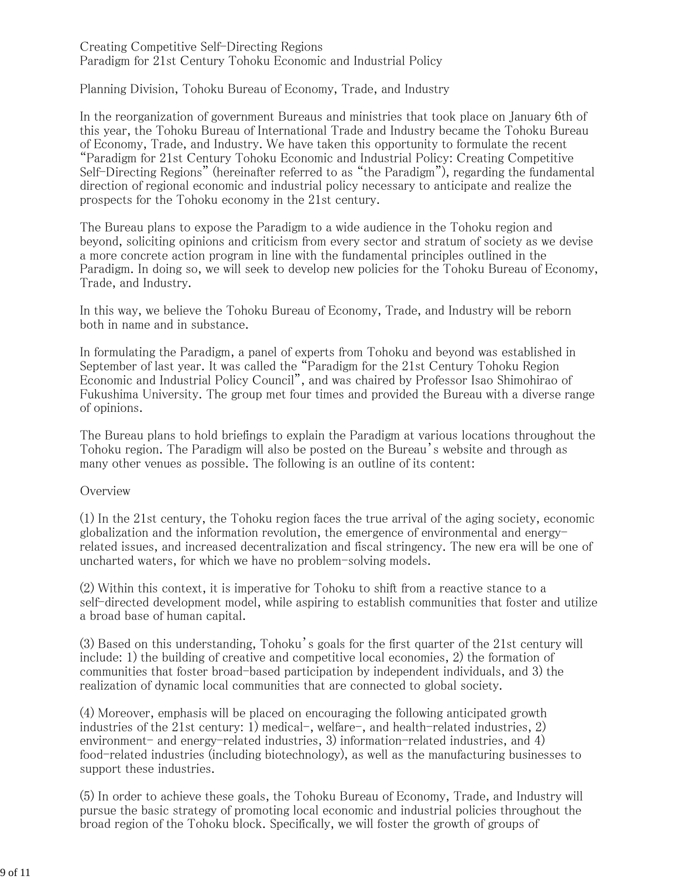Creating Competitive Self-Directing Regions
Paradigm for 21st Century Tohoku Economic and Industrial Policy

Planning Division, Tohoku Bureau of Economy, Trade, and Industry

In the reorganization of government Bureaus and ministries that took place on January 6th of this year, the Tohoku Bureau of International Trade and Industry became the Tohoku Bureau of Economy, Trade, and Industry. We have taken this opportunity to formulate the recent "Paradigm for 21st Century Tohoku Economic and Industrial Policy: Creating Competitive Self-Directing Regions" (hereinafter referred to as "the Paradigm"), regarding the fundamental direction of regional economic and industrial policy necessary to anticipate and realize the prospects for the Tohoku economy in the 21st century.

The Bureau plans to expose the Paradigm to a wide audience in the Tohoku region and beyond, soliciting opinions and criticism from every sector and stratum of society as we devise a more concrete action program in line with the fundamental principles outlined in the Paradigm. In doing so, we will seek to develop new policies for the Tohoku Bureau of Economy, Trade, and Industry.

In this way, we believe the Tohoku Bureau of Economy, Trade, and Industry will be reborn both in name and in substance.

In formulating the Paradigm, a panel of experts from Tohoku and beyond was established in September of last year. It was called the "Paradigm for the 21st Century Tohoku Region Economic and Industrial Policy Council", and was chaired by Professor Isao Shimohirao of Fukushima University. The group met four times and provided the Bureau with a diverse range of opinions.

The Bureau plans to hold briefings to explain the Paradigm at various locations throughout the Tohoku region. The Paradigm will also be posted on the Bureau's website and through as many other venues as possible. The following is an outline of its content:

Overview

(1) In the 21st century, the Tohoku region faces the true arrival of the aging society, economic globalization and the information revolution, the emergence of environmental and energy-related issues, and increased decentralization and fiscal stringency. The new era will be one of uncharted waters, for which we have no problem-solving models.

(2) Within this context, it is imperative for Tohoku to shift from a reactive stance to a self-directed development model, while aspiring to establish communities that foster and utilize a broad base of human capital.

(3) Based on this understanding, Tohoku's goals for the first quarter of the 21st century will include: 1) the building of creative and competitive local economies, 2) the formation of communities that foster broad-based participation by independent individuals, and 3) the realization of dynamic local communities that are connected to global society.

(4) Moreover, emphasis will be placed on encouraging the following anticipated growth industries of the 21st century: 1) medical-, welfare-, and health-related industries, 2) environment- and energy-related industries, 3) information-related industries, and 4) food-related industries (including biotechnology), as well as the manufacturing businesses to support these industries.

(5) In order to achieve these goals, the Tohoku Bureau of Economy, Trade, and Industry will pursue the basic strategy of promoting local economic and industrial policies throughout the broad region of the Tohoku block. Specifically, we will foster the growth of groups of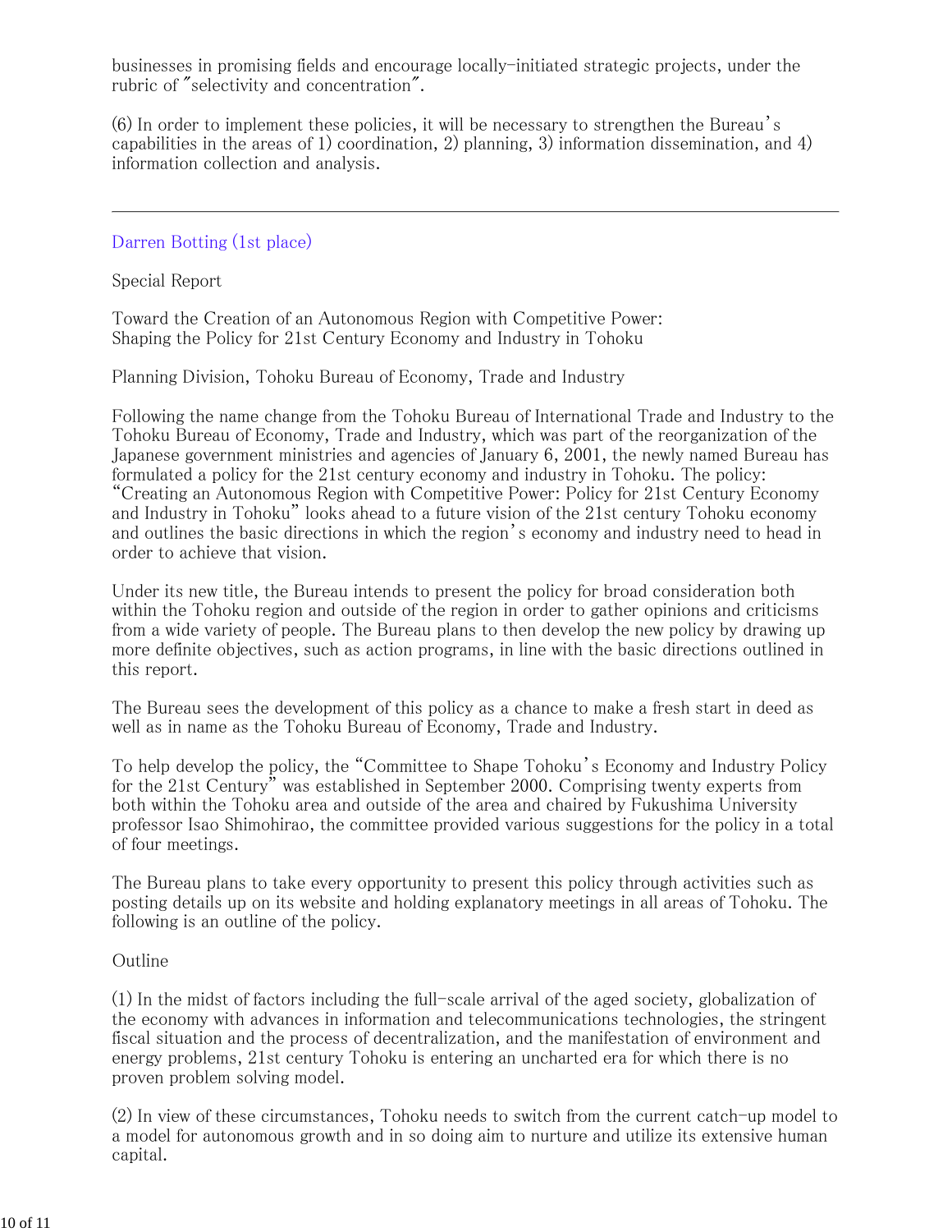businesses in promising fields and encourage locally-initiated strategic projects, under the rubric of "selectivity and concentration".

(6) In order to implement these policies, it will be necessary to strengthen the Bureau's capabilities in the areas of 1) coordination, 2) planning, 3) information dissemination, and 4) information collection and analysis.

---

Darren Botting (1st place)

Special Report

Toward the Creation of an Autonomous Region with Competitive Power:
Shaping the Policy for 21st Century Economy and Industry in Tohoku

Planning Division, Tohoku Bureau of Economy, Trade and Industry

Following the name change from the Tohoku Bureau of International Trade and Industry to the Tohoku Bureau of Economy, Trade and Industry, which was part of the reorganization of the Japanese government ministries and agencies of January 6, 2001, the newly named Bureau has formulated a policy for the 21st century economy and industry in Tohoku. The policy: "Creating an Autonomous Region with Competitive Power: Policy for 21st Century Economy and Industry in Tohoku" looks ahead to a future vision of the 21st century Tohoku economy and outlines the basic directions in which the region's economy and industry need to head in order to achieve that vision.

Under its new title, the Bureau intends to present the policy for broad consideration both within the Tohoku region and outside of the region in order to gather opinions and criticisms from a wide variety of people. The Bureau plans to then develop the new policy by drawing up more definite objectives, such as action programs, in line with the basic directions outlined in this report.

The Bureau sees the development of this policy as a chance to make a fresh start in deed as well as in name as the Tohoku Bureau of Economy, Trade and Industry.

To help develop the policy, the "Committee to Shape Tohoku's Economy and Industry Policy for the 21st Century" was established in September 2000. Comprising twenty experts from both within the Tohoku area and outside of the area and chaired by Fukushima University professor Isao Shimohirao, the committee provided various suggestions for the policy in a total of four meetings.

The Bureau plans to take every opportunity to present this policy through activities such as posting details up on its website and holding explanatory meetings in all areas of Tohoku. The following is an outline of the policy.

Outline

(1) In the midst of factors including the full-scale arrival of the aged society, globalization of the economy with advances in information and telecommunications technologies, the stringent fiscal situation and the process of decentralization, and the manifestation of environment and energy problems, 21st century Tohoku is entering an uncharted era for which there is no proven problem solving model.

(2) In view of these circumstances, Tohoku needs to switch from the current catch-up model to a model for autonomous growth and in so doing aim to nurture and utilize its extensive human capital.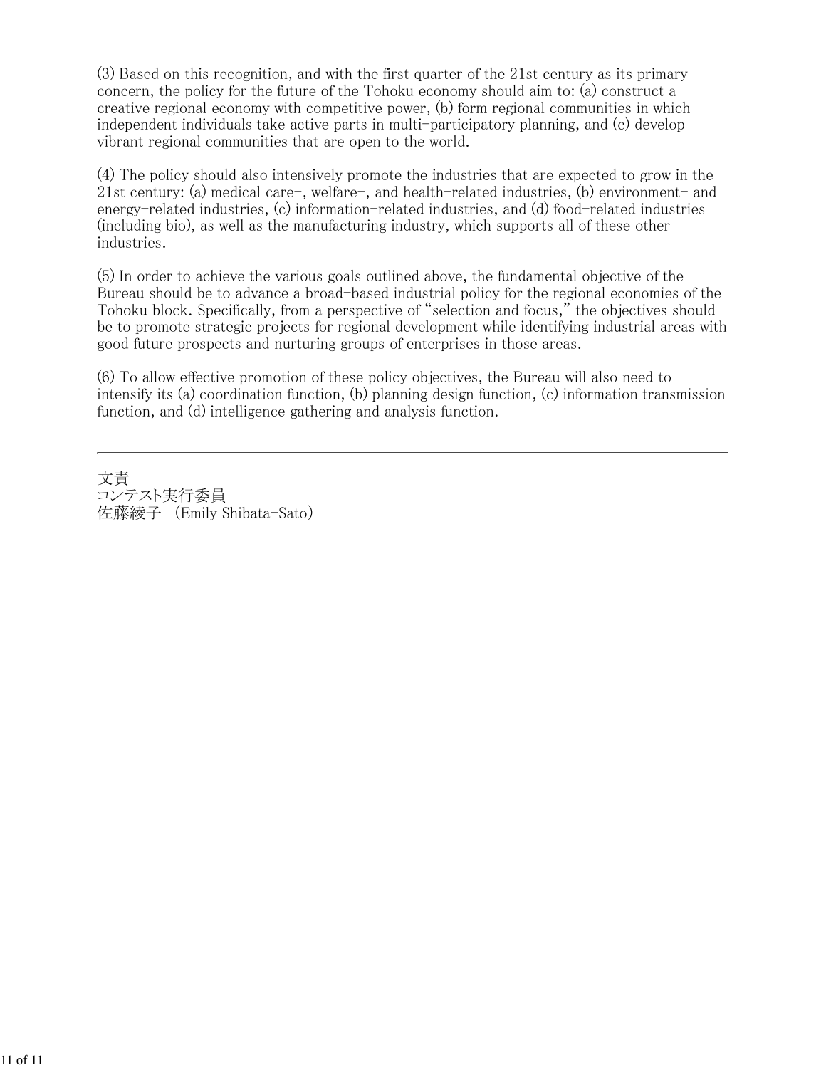(3) Based on this recognition, and with the first quarter of the 21st century as its primary concern, the policy for the future of the Tohoku economy should aim to: (a) construct a creative regional economy with competitive power, (b) form regional communities in which independent individuals take active parts in multi-participatory planning, and (c) develop vibrant regional communities that are open to the world.

(4) The policy should also intensively promote the industries that are expected to grow in the 21st century: (a) medical care-, welfare-, and health-related industries, (b) environment- and energy-related industries, (c) information-related industries, and (d) food-related industries (including bio), as well as the manufacturing industry, which supports all of these other industries.

(5) In order to achieve the various goals outlined above, the fundamental objective of the Bureau should be to advance a broad-based industrial policy for the regional economies of the Tohoku block. Specifically, from a perspective of "selection and focus," the objectives should be to promote strategic projects for regional development while identifying industrial areas with good future prospects and nurturing groups of enterprises in those areas.

(6) To allow effective promotion of these policy objectives, the Bureau will also need to intensify its (a) coordination function, (b) planning design function, (c) information transmission function, and (d) intelligence gathering and analysis function.

---

文責  
コンテスト実行委員  
佐藤綾子 (Emily Shibata-Sato)